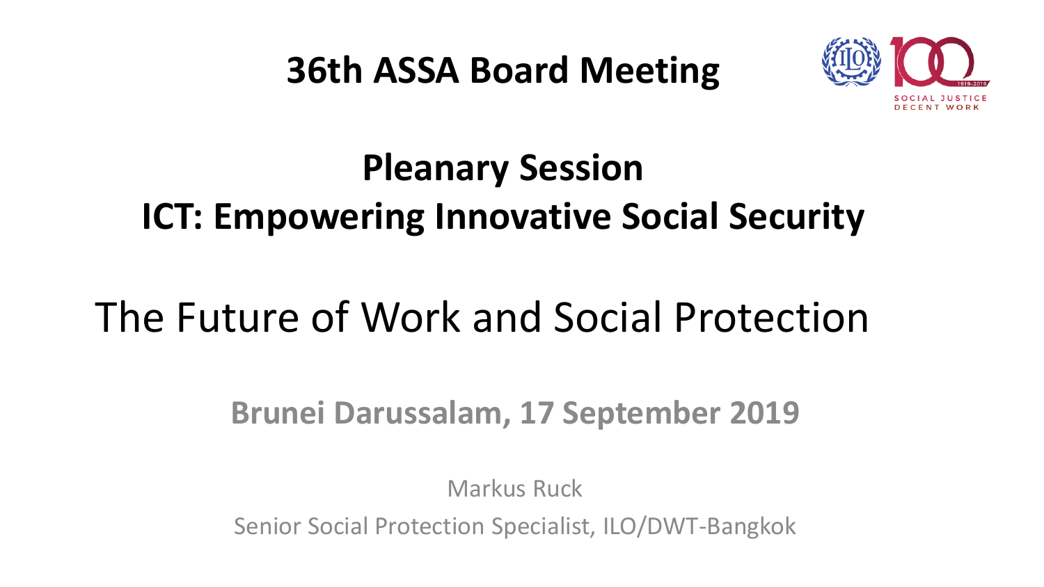# 36th ASSA Board Meeting

## Pleanary Session

## ICT: Empowering Innovative Social Security

# The Future of Work and Social Protection

**Brunei Darussalam, 17 September 2019**

Markus Ruck

Senior Social Protection Specialist, ILO/DWT-Bangkok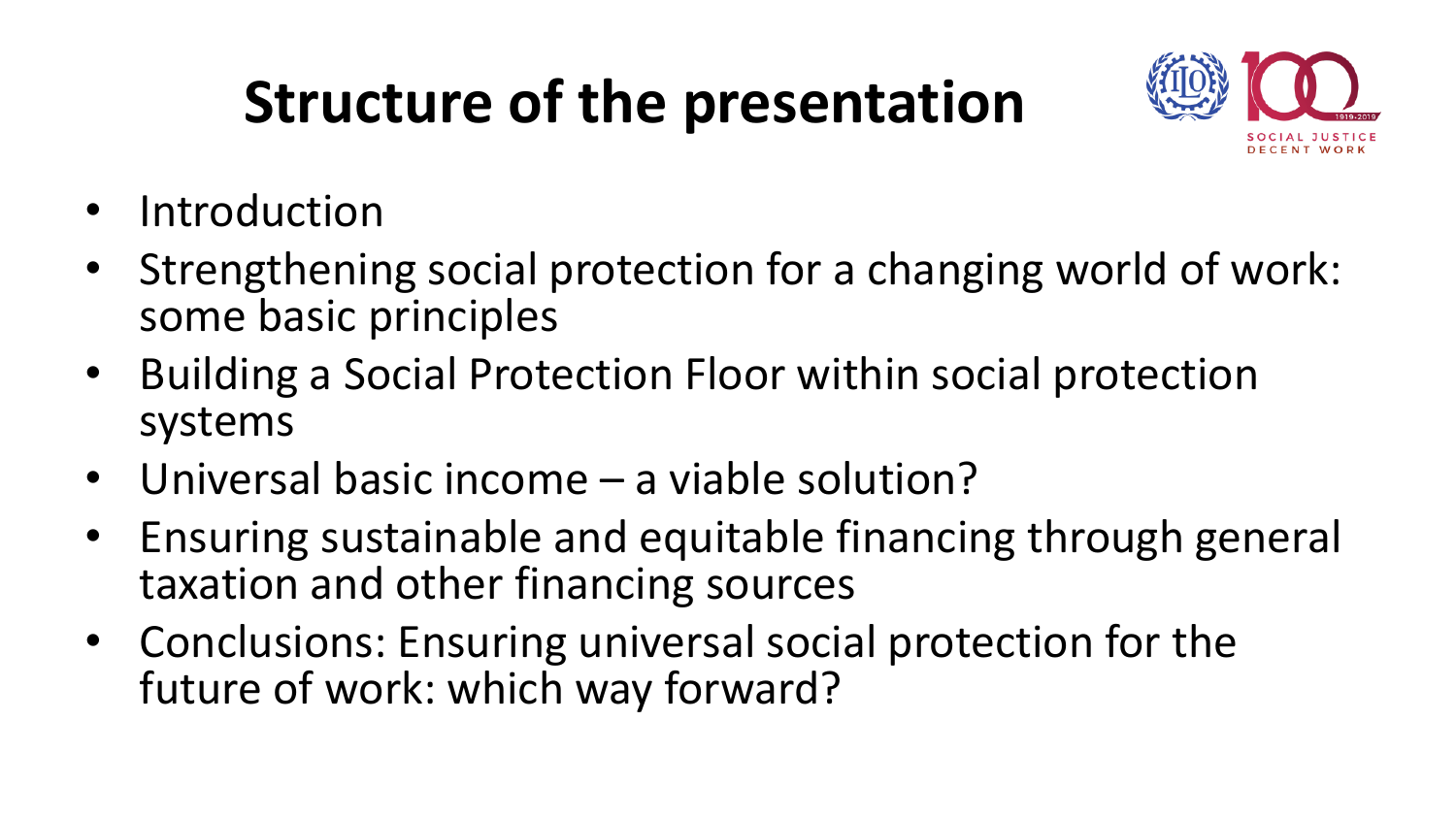# Structure of the presentation

- Introduction
- Strengthening social protection for a changing world of work: some basic principles
- Building a Social Protection Floor within social protection systems
- Universal basic income – a viable solution?
- Ensuring sustainable and equitable financing through general taxation and other financing sources
- Conclusions: Ensuring universal social protection for the future of work: which way forward?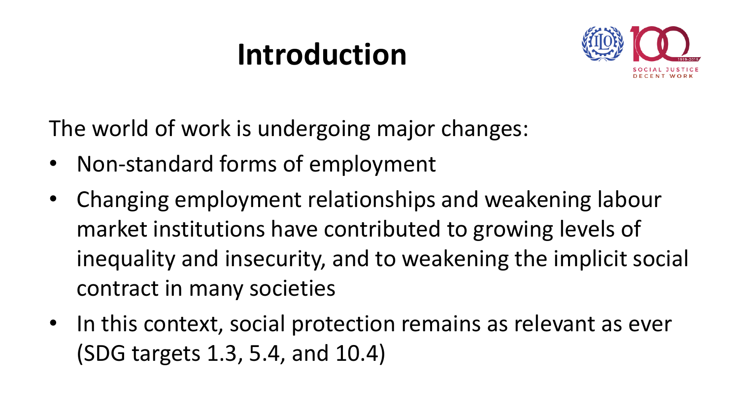# Introduction

The world of work is undergoing major changes:

- Non-standard forms of employment
- Changing employment relationships and weakening labour market institutions have contributed to growing levels of inequality and insecurity, and to weakening the implicit social contract in many societies
- In this context, social protection remains as relevant as ever (SDG targets 1.3, 5.4, and 10.4)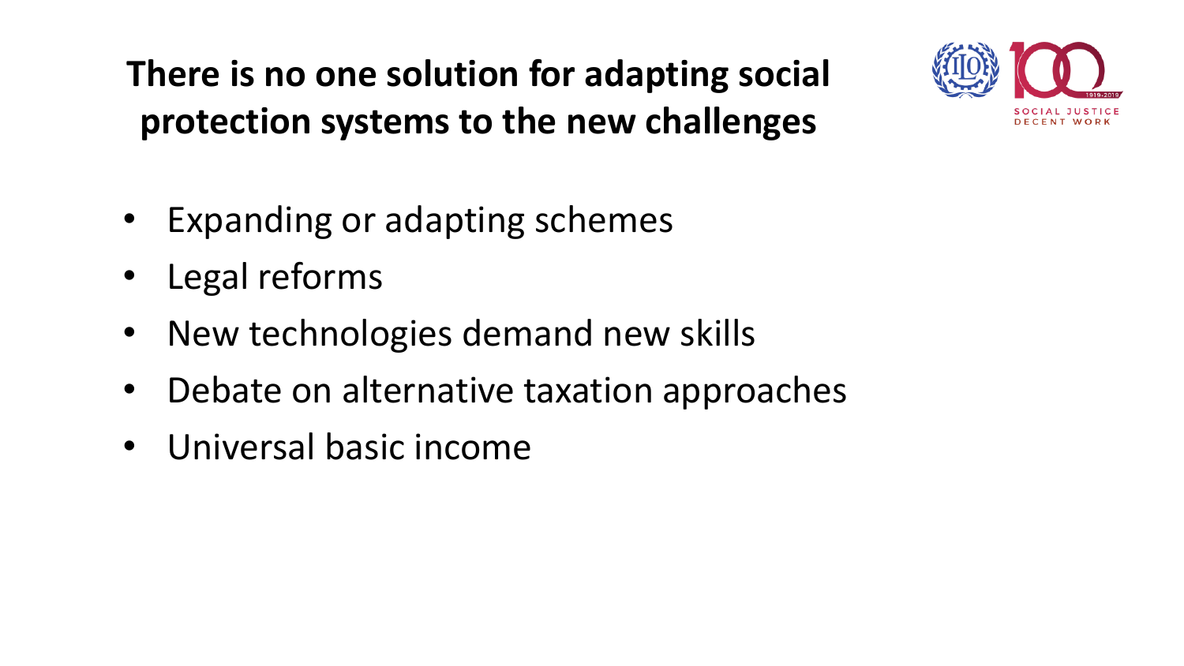# There is no one solution for adapting social protection systems to the new challenges

- Expanding or adapting schemes
- Legal reforms
- New technologies demand new skills
- Debate on alternative taxation approaches
- Universal basic income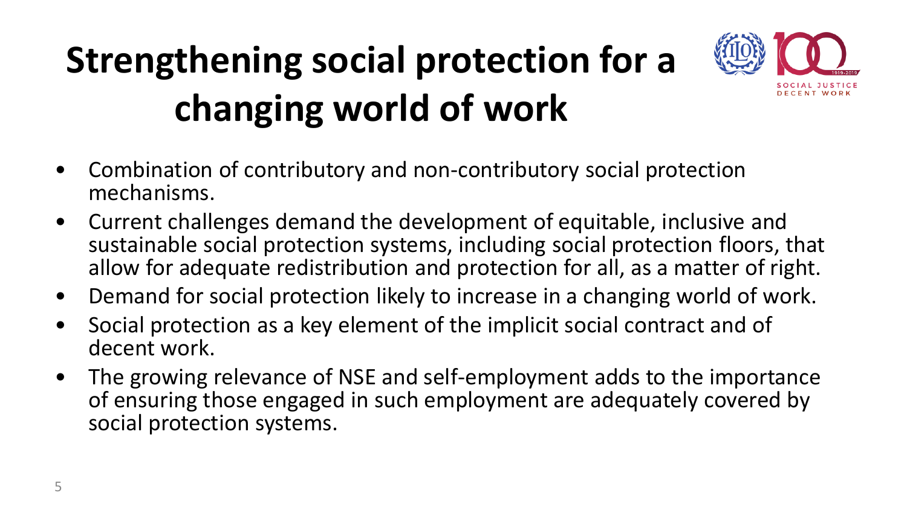# Strengthening social protection for a changing world of work

- Combination of contributory and non-contributory social protection mechanisms.
- Current challenges demand the development of equitable, inclusive and sustainable social protection systems, including social protection floors, that allow for adequate redistribution and protection for all, as a matter of right.
- Demand for social protection likely to increase in a changing world of work.
- Social protection as a key element of the implicit social contract and of decent work.
- The growing relevance of NSE and self-employment adds to the importance of ensuring those engaged in such employment are adequately covered by social protection systems.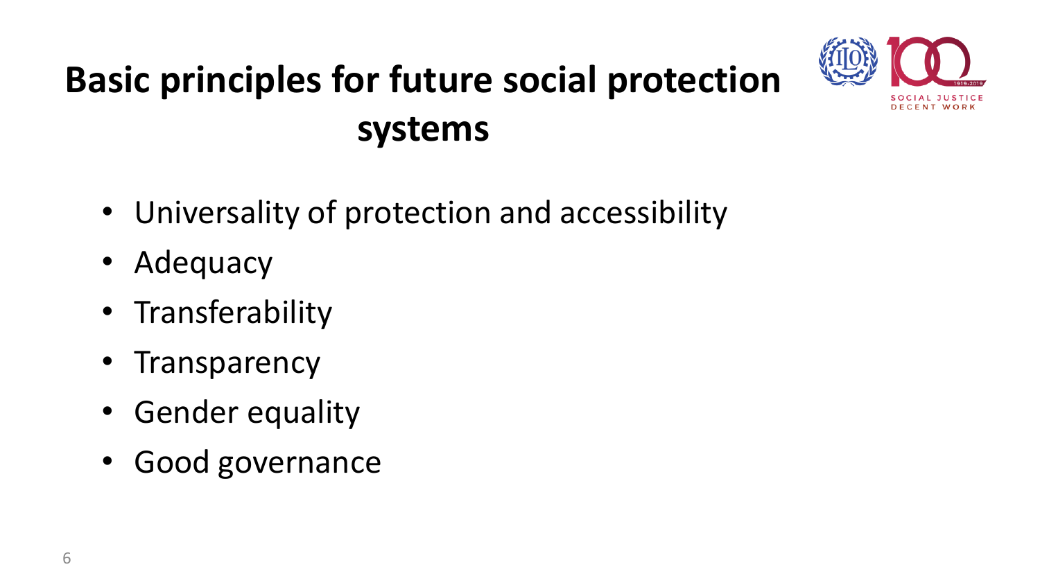# Basic principles for future social protection systems

- Universality of protection and accessibility
- Adequacy
- Transferability
- Transparency
- Gender equality
- Good governance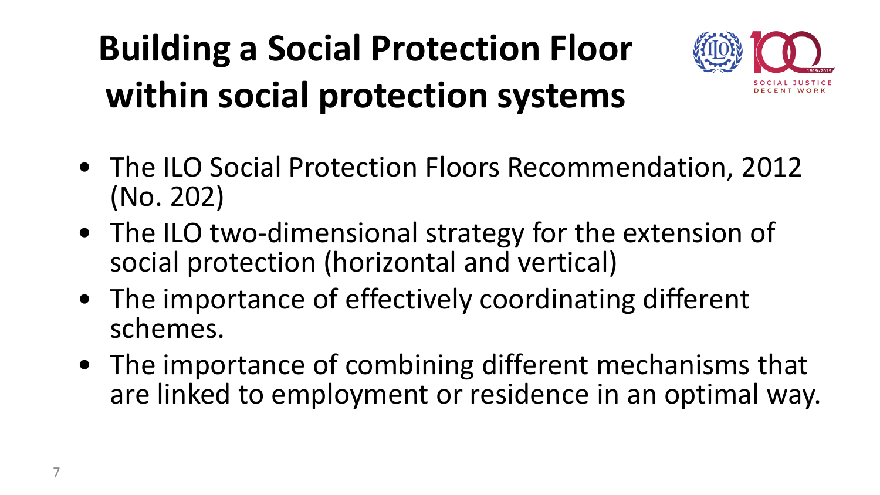# Building a Social Protection Floor within social protection systems

- The ILO Social Protection Floors Recommendation, 2012 (No. 202)
- The ILO two-dimensional strategy for the extension of social protection (horizontal and vertical)
- The importance of effectively coordinating different schemes.
- The importance of combining different mechanisms that are linked to employment or residence in an optimal way.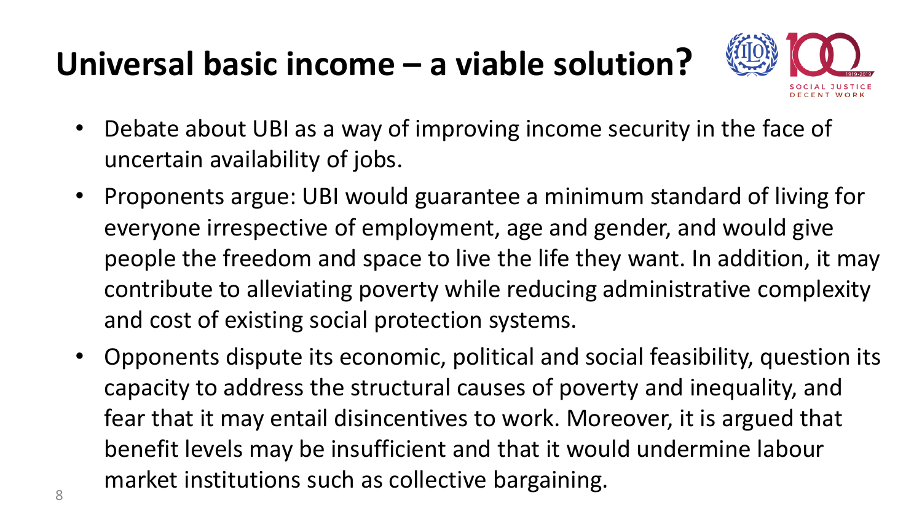# Universal basic income – a viable solution?

- Debate about UBI as a way of improving income security in the face of uncertain availability of jobs.
- Proponents argue: UBI would guarantee a minimum standard of living for everyone irrespective of employment, age and gender, and would give people the freedom and space to live the life they want. In addition, it may contribute to alleviating poverty while reducing administrative complexity and cost of existing social protection systems.
- Opponents dispute its economic, political and social feasibility, question its capacity to address the structural causes of poverty and inequality, and fear that it may entail disincentives to work. Moreover, it is argued that benefit levels may be insufficient and that it would undermine labour market institutions such as collective bargaining.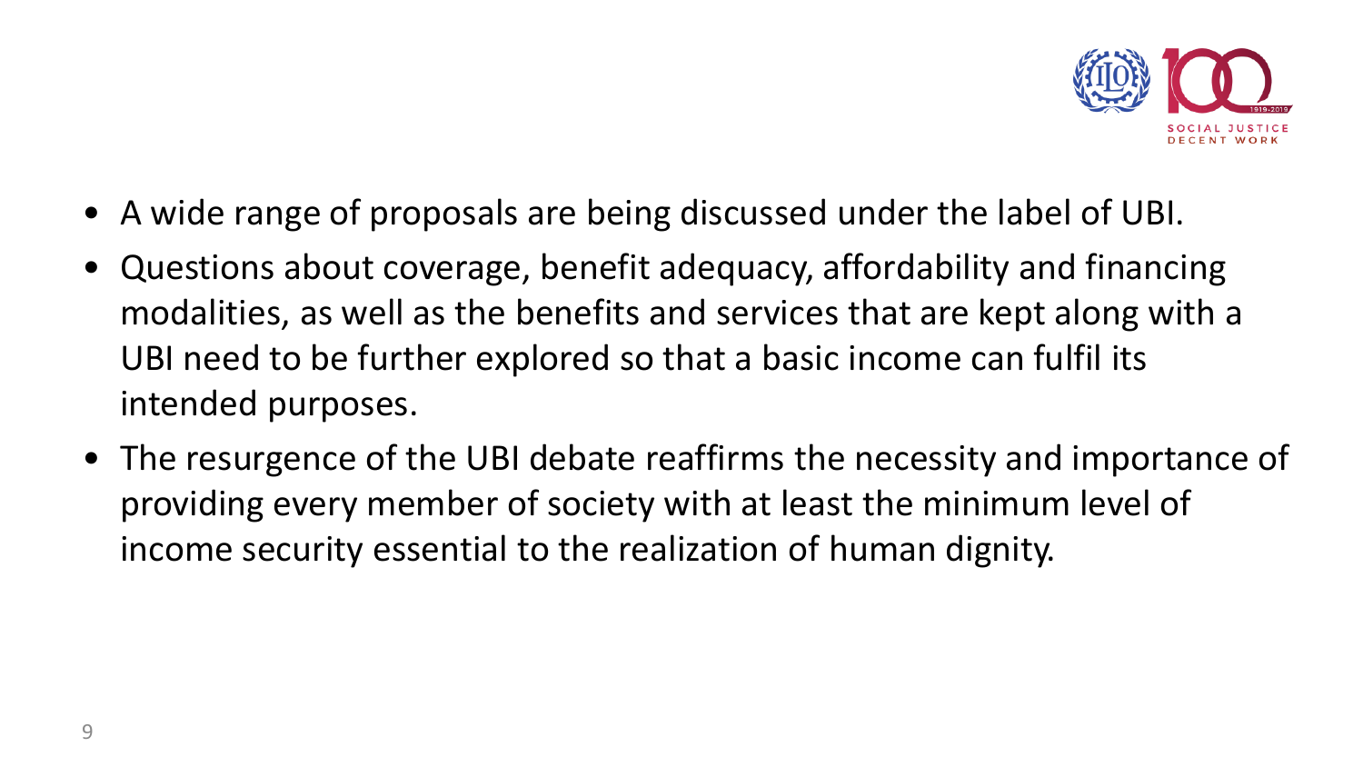- A wide range of proposals are being discussed under the label of UBI.
- Questions about coverage, benefit adequacy, affordability and financing modalities, as well as the benefits and services that are kept along with a UBI need to be further explored so that a basic income can fulfil its intended purposes.
- The resurgence of the UBI debate reaffirms the necessity and importance of providing every member of society with at least the minimum level of income security essential to the realization of human dignity.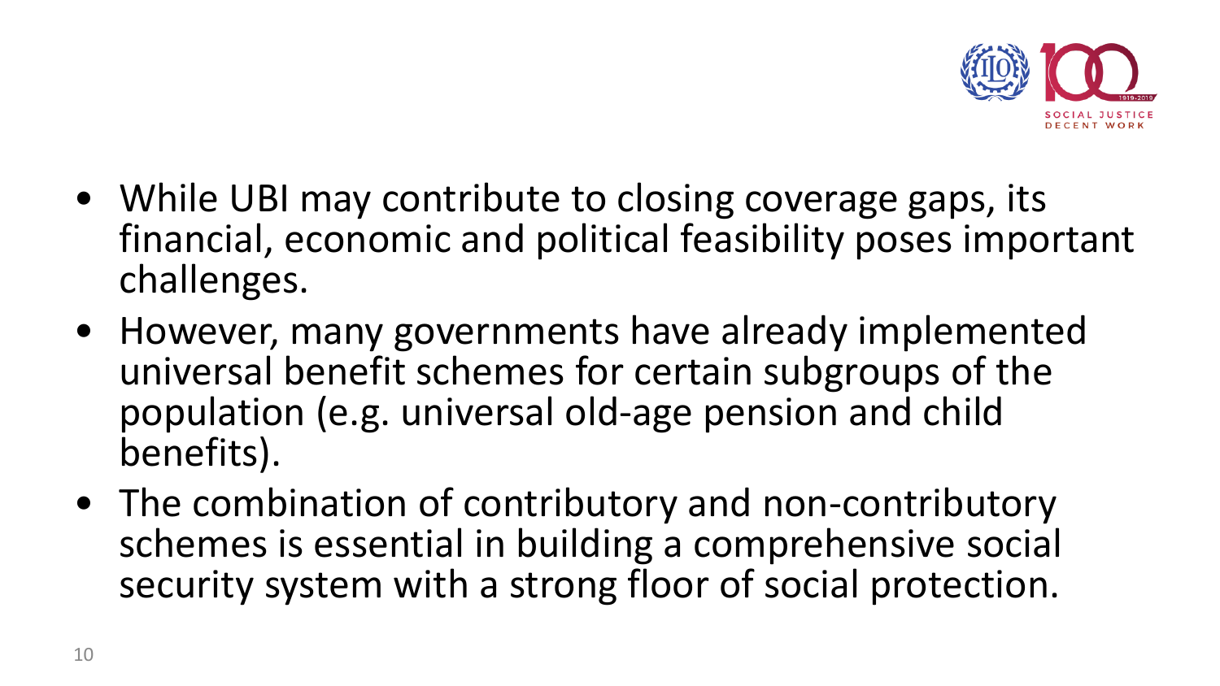- While UBI may contribute to closing coverage gaps, its financial, economic and political feasibility poses important challenges.
- However, many governments have already implemented universal benefit schemes for certain subgroups of the population (e.g. universal old-age pension and child benefits).
- The combination of contributory and non-contributory schemes is essential in building a comprehensive social security system with a strong floor of social protection.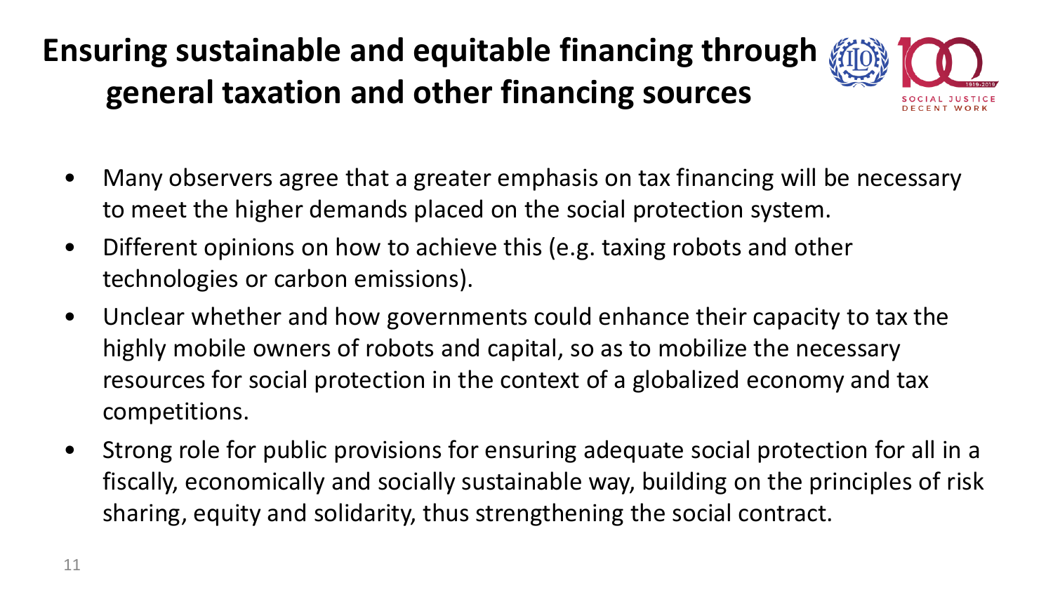# Ensuring sustainable and equitable financing through general taxation and other financing sources

- Many observers agree that a greater emphasis on tax financing will be necessary to meet the higher demands placed on the social protection system.
- Different opinions on how to achieve this (e.g. taxing robots and other technologies or carbon emissions).
- Unclear whether and how governments could enhance their capacity to tax the highly mobile owners of robots and capital, so as to mobilize the necessary resources for social protection in the context of a globalized economy and tax competitions.
- Strong role for public provisions for ensuring adequate social protection for all in a fiscally, economically and socially sustainable way, building on the principles of risk sharing, equity and solidarity, thus strengthening the social contract.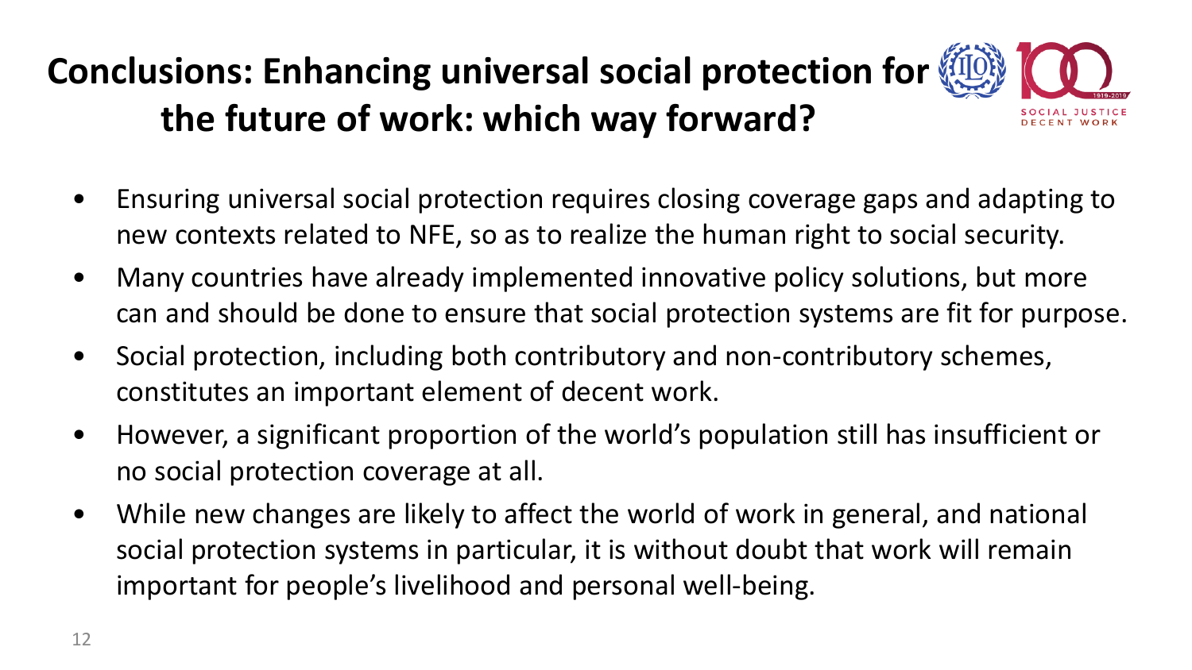# Conclusions: Enhancing universal social protection for the future of work: which way forward?

- Ensuring universal social protection requires closing coverage gaps and adapting to new contexts related to NFE, so as to realize the human right to social security.
- Many countries have already implemented innovative policy solutions, but more can and should be done to ensure that social protection systems are fit for purpose.
- Social protection, including both contributory and non-contributory schemes, constitutes an important element of decent work.
- However, a significant proportion of the world's population still has insufficient or no social protection coverage at all.
- While new changes are likely to affect the world of work in general, and national social protection systems in particular, it is without doubt that work will remain important for people's livelihood and personal well-being.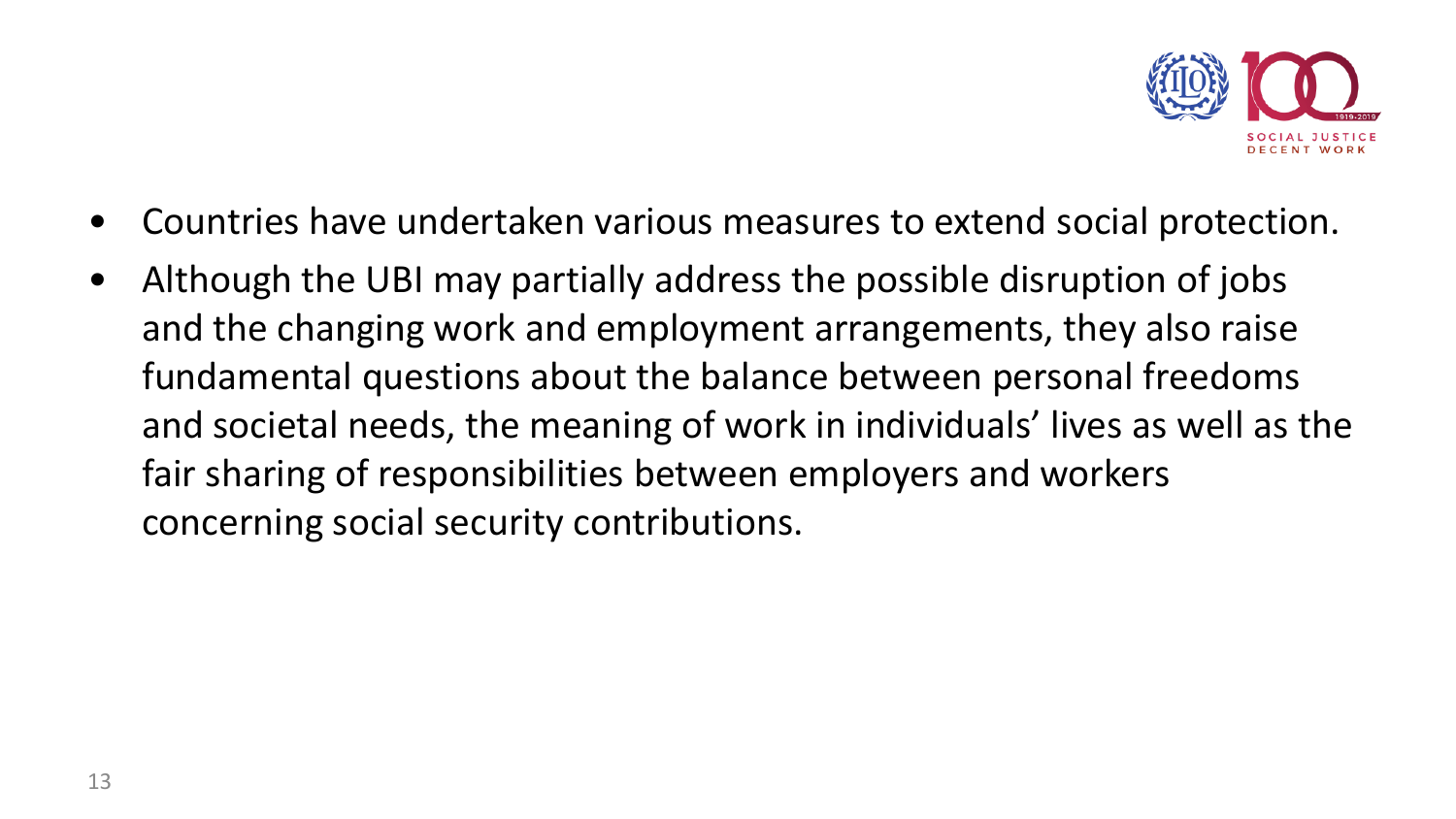- Countries have undertaken various measures to extend social protection.
- Although the UBI may partially address the possible disruption of jobs and the changing work and employment arrangements, they also raise fundamental questions about the balance between personal freedoms and societal needs, the meaning of work in individuals' lives as well as the fair sharing of responsibilities between employers and workers concerning social security contributions.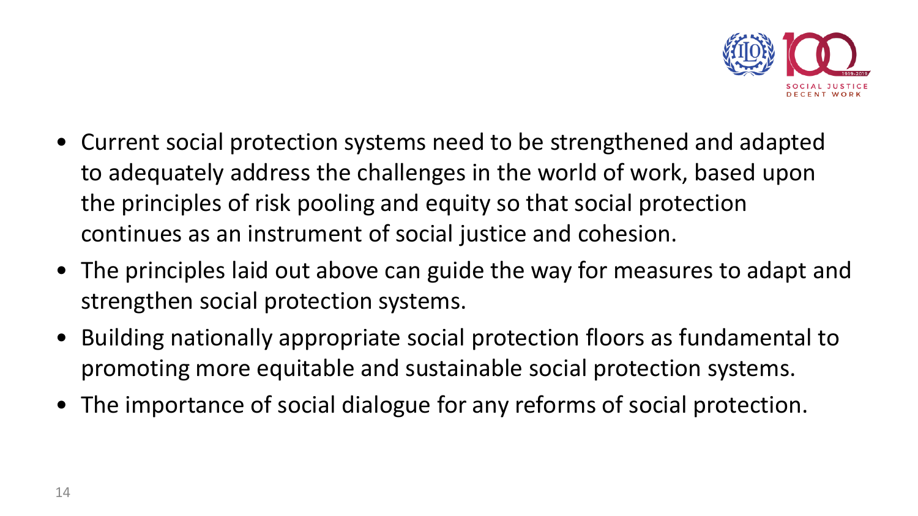- Current social protection systems need to be strengthened and adapted to adequately address the challenges in the world of work, based upon the principles of risk pooling and equity so that social protection continues as an instrument of social justice and cohesion.
- The principles laid out above can guide the way for measures to adapt and strengthen social protection systems.
- Building nationally appropriate social protection floors as fundamental to promoting more equitable and sustainable social protection systems.
- The importance of social dialogue for any reforms of social protection.